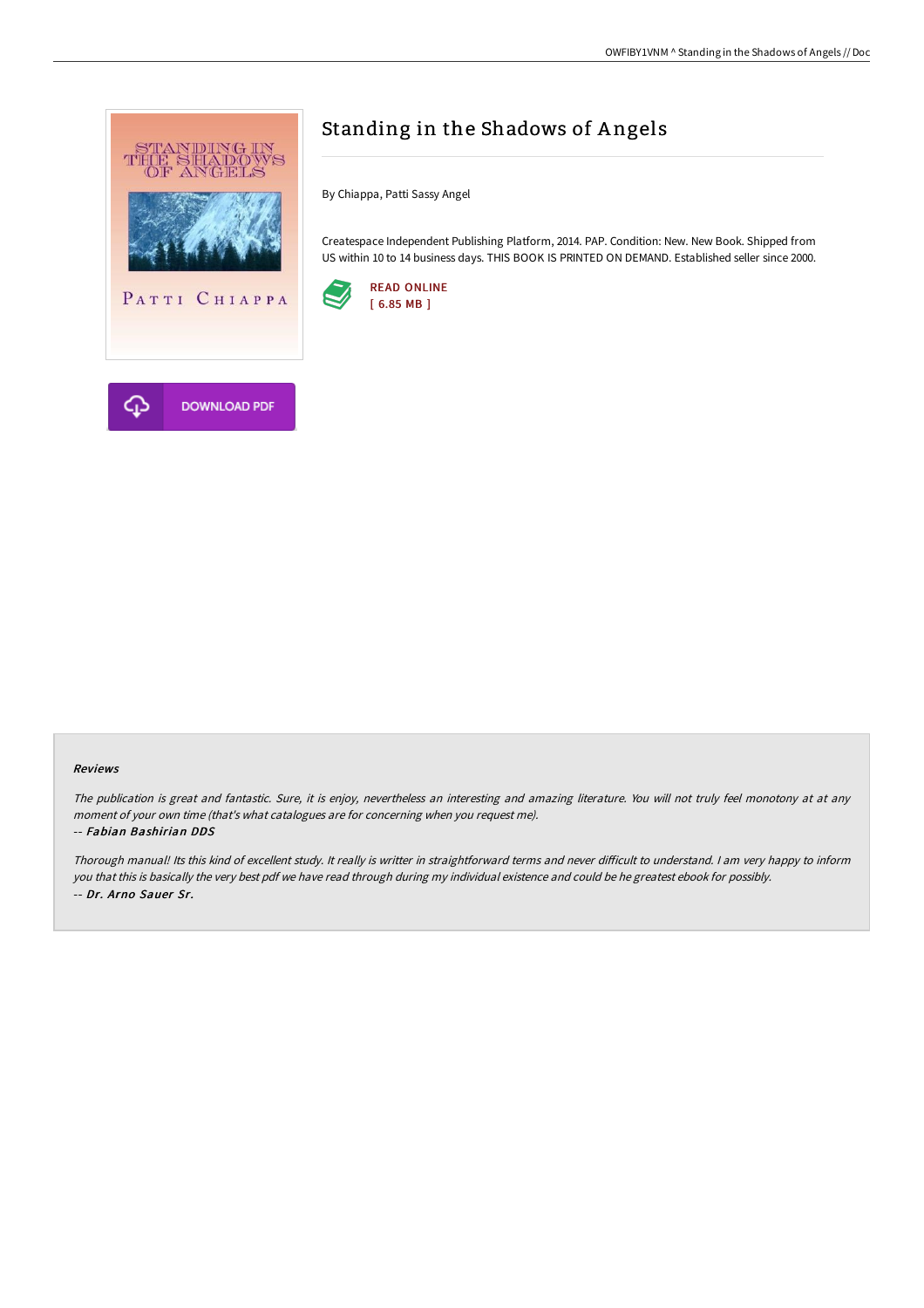# Standing in the Shadows of Angels

By Chiappa, Patti Sassy Angel

Createspace Independent Publishing Platform, 2014. PAP. Condition: New. New Book. Shipped from US within 10 to 14 business days. THIS BOOK IS PRINTED ON DEMAND. Established seller since 2000.

READ ONLINE
[ 6.85 MB ]

DOWNLOAD PDF

### Reviews

*The publication is great and fantastic. Sure, it is enjoy, nevertheless an interesting and amazing literature. You will not truly feel monotony at at any moment of your own time (that's what catalogues are for concerning when you request me).*

*-- Fabian Bashirian DDS*

*Thorough manual! Its this kind of excellent study. It really is writter in straightforward terms and never difficult to understand. I am very happy to inform you that this is basically the very best pdf we have read through during my individual existence and could be he greatest ebook for possibly.*

*-- Dr. Arno Sauer Sr.*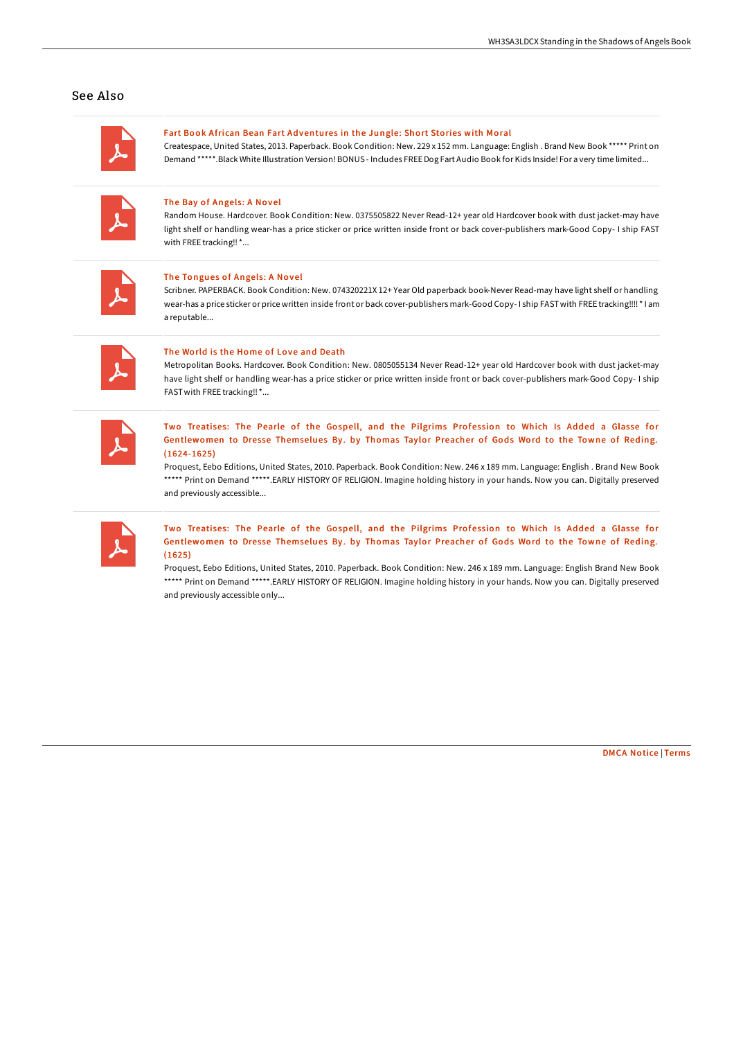## See Also

### Fart Book African Bean Fart Adventures in the Jungle: Short Stories with Moral

Createspace, United States, 2013. Paperback. Book Condition: New. 229 x 152 mm. Language: English . Brand New Book ***** Print on Demand *****.Black White Illustration Version! BONUS - Includes FREE Dog Fart Audio Book for Kids Inside! For a very time limited...

### The Bay of Angels: A Novel

Random House. Hardcover. Book Condition: New. 0375505822 Never Read-12+ year old Hardcover book with dust jacket-may have light shelf or handling wear-has a price sticker or price written inside front or back cover-publishers mark-Good Copy- I ship FAST with FREE tracking!! *...

### The Tongues of Angels: A Novel

Scribner. PAPERBACK. Book Condition: New. 074320221X 12+ Year Old paperback book-Never Read-may have light shelf or handling wear-has a price sticker or price written inside front or back cover-publishers mark-Good Copy- I ship FAST with FREE tracking!!!! * I am a reputable...

### The World is the Home of Love and Death

Metropolitan Books. Hardcover. Book Condition: New. 0805055134 Never Read-12+ year old Hardcover book with dust jacket-may have light shelf or handling wear-has a price sticker or price written inside front or back cover-publishers mark-Good Copy- I ship FAST with FREE tracking!! *...

### Two Treatises: The Pearle of the Gospell, and the Pilgrims Profession to Which Is Added a Glasse for Gentlewomen to Dresse Themselues By. by Thomas Taylor Preacher of Gods Word to the Towne of Reding. (1624-1625)

Proquest, Eebo Editions, United States, 2010. Paperback. Book Condition: New. 246 x 189 mm. Language: English . Brand New Book ***** Print on Demand *****.EARLY HISTORY OF RELIGION. Imagine holding history in your hands. Now you can. Digitally preserved and previously accessible...

### Two Treatises: The Pearle of the Gospell, and the Pilgrims Profession to Which Is Added a Glasse for Gentlewomen to Dresse Themselues By. by Thomas Taylor Preacher of Gods Word to the Towne of Reding. (1625)

Proquest, Eebo Editions, United States, 2010. Paperback. Book Condition: New. 246 x 189 mm. Language: English Brand New Book ***** Print on Demand *****.EARLY HISTORY OF RELIGION. Imagine holding history in your hands. Now you can. Digitally preserved and previously accessible only...